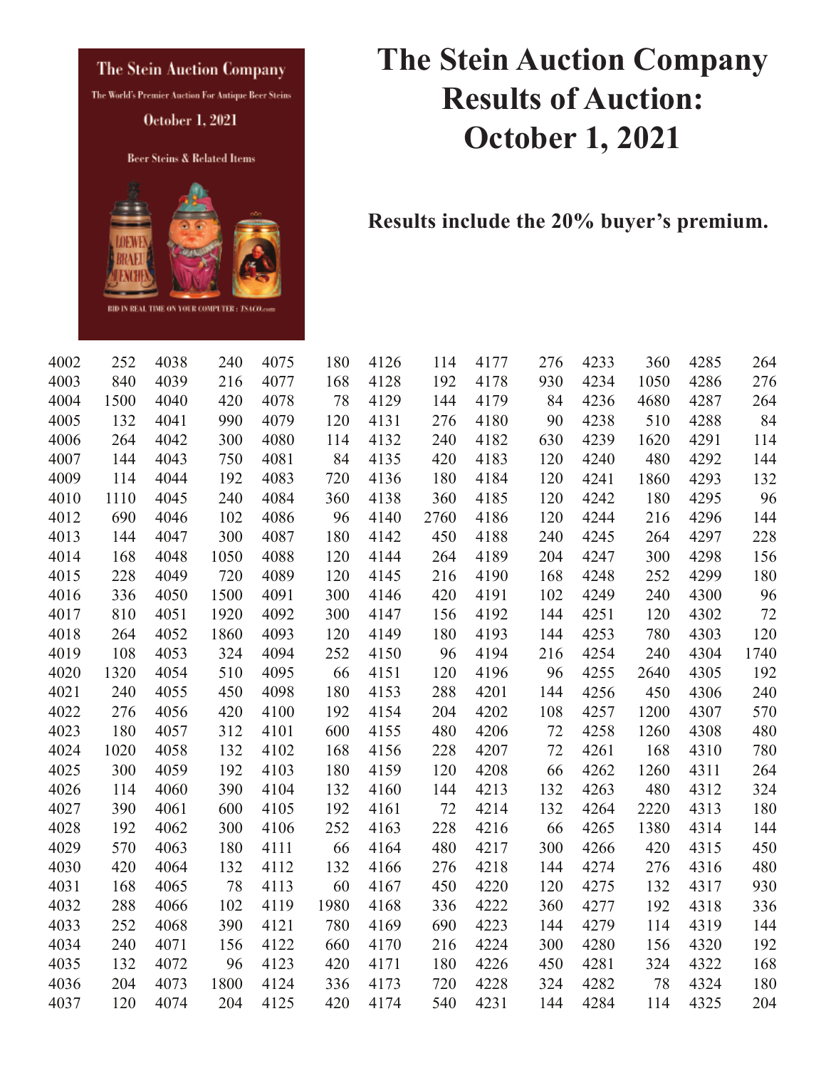# The Stein Auction Company Results of Auction: October 1, 2021

**Results include the 20% buyer's premium.**

| Lot | Price | Lot | Price | Lot | Price | Lot | Price | Lot | Price | Lot | Price | Lot | Price |
|---|---|---|---|---|---|---|---|---|---|---|---|---|---|
| 4002 | 252 | 4038 | 240 | 4075 | 180 | 4126 | 114 | 4177 | 276 | 4233 | 360 | 4285 | 264 |
| 4003 | 840 | 4039 | 216 | 4077 | 168 | 4128 | 192 | 4178 | 930 | 4234 | 1050 | 4286 | 276 |
| 4004 | 1500 | 4040 | 420 | 4078 | 78 | 4129 | 144 | 4179 | 84 | 4236 | 4680 | 4287 | 264 |
| 4005 | 132 | 4041 | 990 | 4079 | 120 | 4131 | 276 | 4180 | 90 | 4238 | 510 | 4288 | 84 |
| 4006 | 264 | 4042 | 300 | 4080 | 114 | 4132 | 240 | 4182 | 630 | 4239 | 1620 | 4291 | 114 |
| 4007 | 144 | 4043 | 750 | 4081 | 84 | 4135 | 420 | 4183 | 120 | 4240 | 480 | 4292 | 144 |
| 4009 | 114 | 4044 | 192 | 4083 | 720 | 4136 | 180 | 4184 | 120 | 4241 | 1860 | 4293 | 132 |
| 4010 | 1110 | 4045 | 240 | 4084 | 360 | 4138 | 360 | 4185 | 120 | 4242 | 180 | 4295 | 96 |
| 4012 | 690 | 4046 | 102 | 4086 | 96 | 4140 | 2760 | 4186 | 120 | 4244 | 216 | 4296 | 144 |
| 4013 | 144 | 4047 | 300 | 4087 | 180 | 4142 | 450 | 4188 | 240 | 4245 | 264 | 4297 | 228 |
| 4014 | 168 | 4048 | 1050 | 4088 | 120 | 4144 | 264 | 4189 | 204 | 4247 | 300 | 4298 | 156 |
| 4015 | 228 | 4049 | 720 | 4089 | 120 | 4145 | 216 | 4190 | 168 | 4248 | 252 | 4299 | 180 |
| 4016 | 336 | 4050 | 1500 | 4091 | 300 | 4146 | 420 | 4191 | 102 | 4249 | 240 | 4300 | 96 |
| 4017 | 810 | 4051 | 1920 | 4092 | 300 | 4147 | 156 | 4192 | 144 | 4251 | 120 | 4302 | 72 |
| 4018 | 264 | 4052 | 1860 | 4093 | 120 | 4149 | 180 | 4193 | 144 | 4253 | 780 | 4303 | 120 |
| 4019 | 108 | 4053 | 324 | 4094 | 252 | 4150 | 96 | 4194 | 216 | 4254 | 240 | 4304 | 1740 |
| 4020 | 1320 | 4054 | 510 | 4095 | 66 | 4151 | 120 | 4196 | 96 | 4255 | 2640 | 4305 | 192 |
| 4021 | 240 | 4055 | 450 | 4098 | 180 | 4153 | 288 | 4201 | 144 | 4256 | 450 | 4306 | 240 |
| 4022 | 276 | 4056 | 420 | 4100 | 192 | 4154 | 204 | 4202 | 108 | 4257 | 1200 | 4307 | 570 |
| 4023 | 180 | 4057 | 312 | 4101 | 600 | 4155 | 480 | 4206 | 72 | 4258 | 1260 | 4308 | 480 |
| 4024 | 1020 | 4058 | 132 | 4102 | 168 | 4156 | 228 | 4207 | 72 | 4261 | 168 | 4310 | 780 |
| 4025 | 300 | 4059 | 192 | 4103 | 180 | 4159 | 120 | 4208 | 66 | 4262 | 1260 | 4311 | 264 |
| 4026 | 114 | 4060 | 390 | 4104 | 132 | 4160 | 144 | 4213 | 132 | 4263 | 480 | 4312 | 324 |
| 4027 | 390 | 4061 | 600 | 4105 | 192 | 4161 | 72 | 4214 | 132 | 4264 | 2220 | 4313 | 180 |
| 4028 | 192 | 4062 | 300 | 4106 | 252 | 4163 | 228 | 4216 | 66 | 4265 | 1380 | 4314 | 144 |
| 4029 | 570 | 4063 | 180 | 4111 | 66 | 4164 | 480 | 4217 | 300 | 4266 | 420 | 4315 | 450 |
| 4030 | 420 | 4064 | 132 | 4112 | 132 | 4166 | 276 | 4218 | 144 | 4274 | 276 | 4316 | 480 |
| 4031 | 168 | 4065 | 78 | 4113 | 60 | 4167 | 450 | 4220 | 120 | 4275 | 132 | 4317 | 930 |
| 4032 | 288 | 4066 | 102 | 4119 | 1980 | 4168 | 336 | 4222 | 360 | 4277 | 192 | 4318 | 336 |
| 4033 | 252 | 4068 | 390 | 4121 | 780 | 4169 | 690 | 4223 | 144 | 4279 | 114 | 4319 | 144 |
| 4034 | 240 | 4071 | 156 | 4122 | 660 | 4170 | 216 | 4224 | 300 | 4280 | 156 | 4320 | 192 |
| 4035 | 132 | 4072 | 96 | 4123 | 420 | 4171 | 180 | 4226 | 450 | 4281 | 324 | 4322 | 168 |
| 4036 | 204 | 4073 | 1800 | 4124 | 336 | 4173 | 720 | 4228 | 324 | 4282 | 78 | 4324 | 180 |
| 4037 | 120 | 4074 | 204 | 4125 | 420 | 4174 | 540 | 4231 | 144 | 4284 | 114 | 4325 | 204 |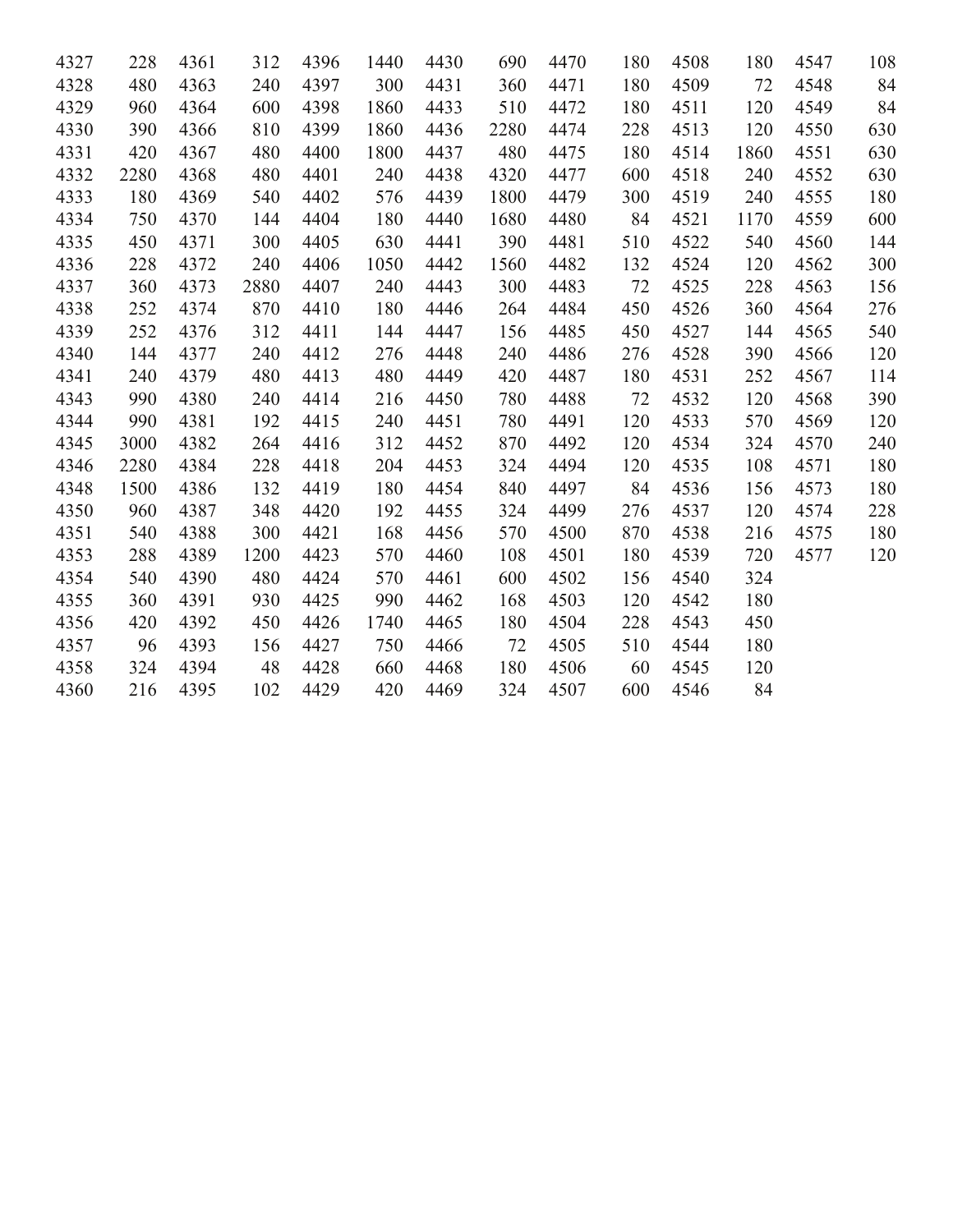| | | | | | | | | | | | | | |
|---|---|---|---|---|---|---|---|---|---|---|---|---|---|
| 4327 | 228 | 4361 | 312 | 4396 | 1440 | 4430 | 690 | 4470 | 180 | 4508 | 180 | 4547 | 108 |
| 4328 | 480 | 4363 | 240 | 4397 | 300 | 4431 | 360 | 4471 | 180 | 4509 | 72 | 4548 | 84 |
| 4329 | 960 | 4364 | 600 | 4398 | 1860 | 4433 | 510 | 4472 | 180 | 4511 | 120 | 4549 | 84 |
| 4330 | 390 | 4366 | 810 | 4399 | 1860 | 4436 | 2280 | 4474 | 228 | 4513 | 120 | 4550 | 630 |
| 4331 | 420 | 4367 | 480 | 4400 | 1800 | 4437 | 480 | 4475 | 180 | 4514 | 1860 | 4551 | 630 |
| 4332 | 2280 | 4368 | 480 | 4401 | 240 | 4438 | 4320 | 4477 | 600 | 4518 | 240 | 4552 | 630 |
| 4333 | 180 | 4369 | 540 | 4402 | 576 | 4439 | 1800 | 4479 | 300 | 4519 | 240 | 4555 | 180 |
| 4334 | 750 | 4370 | 144 | 4404 | 180 | 4440 | 1680 | 4480 | 84 | 4521 | 1170 | 4559 | 600 |
| 4335 | 450 | 4371 | 300 | 4405 | 630 | 4441 | 390 | 4481 | 510 | 4522 | 540 | 4560 | 144 |
| 4336 | 228 | 4372 | 240 | 4406 | 1050 | 4442 | 1560 | 4482 | 132 | 4524 | 120 | 4562 | 300 |
| 4337 | 360 | 4373 | 2880 | 4407 | 240 | 4443 | 300 | 4483 | 72 | 4525 | 228 | 4563 | 156 |
| 4338 | 252 | 4374 | 870 | 4410 | 180 | 4446 | 264 | 4484 | 450 | 4526 | 360 | 4564 | 276 |
| 4339 | 252 | 4376 | 312 | 4411 | 144 | 4447 | 156 | 4485 | 450 | 4527 | 144 | 4565 | 540 |
| 4340 | 144 | 4377 | 240 | 4412 | 276 | 4448 | 240 | 4486 | 276 | 4528 | 390 | 4566 | 120 |
| 4341 | 240 | 4379 | 480 | 4413 | 480 | 4449 | 420 | 4487 | 180 | 4531 | 252 | 4567 | 114 |
| 4343 | 990 | 4380 | 240 | 4414 | 216 | 4450 | 780 | 4488 | 72 | 4532 | 120 | 4568 | 390 |
| 4344 | 990 | 4381 | 192 | 4415 | 240 | 4451 | 780 | 4491 | 120 | 4533 | 570 | 4569 | 120 |
| 4345 | 3000 | 4382 | 264 | 4416 | 312 | 4452 | 870 | 4492 | 120 | 4534 | 324 | 4570 | 240 |
| 4346 | 2280 | 4384 | 228 | 4418 | 204 | 4453 | 324 | 4494 | 120 | 4535 | 108 | 4571 | 180 |
| 4348 | 1500 | 4386 | 132 | 4419 | 180 | 4454 | 840 | 4497 | 84 | 4536 | 156 | 4573 | 180 |
| 4350 | 960 | 4387 | 348 | 4420 | 192 | 4455 | 324 | 4499 | 276 | 4537 | 120 | 4574 | 228 |
| 4351 | 540 | 4388 | 300 | 4421 | 168 | 4456 | 570 | 4500 | 870 | 4538 | 216 | 4575 | 180 |
| 4353 | 288 | 4389 | 1200 | 4423 | 570 | 4460 | 108 | 4501 | 180 | 4539 | 720 | 4577 | 120 |
| 4354 | 540 | 4390 | 480 | 4424 | 570 | 4461 | 600 | 4502 | 156 | 4540 | 324 | | |
| 4355 | 360 | 4391 | 930 | 4425 | 990 | 4462 | 168 | 4503 | 120 | 4542 | 180 | | |
| 4356 | 420 | 4392 | 450 | 4426 | 1740 | 4465 | 180 | 4504 | 228 | 4543 | 450 | | |
| 4357 | 96 | 4393 | 156 | 4427 | 750 | 4466 | 72 | 4505 | 510 | 4544 | 180 | | |
| 4358 | 324 | 4394 | 48 | 4428 | 660 | 4468 | 180 | 4506 | 60 | 4545 | 120 | | |
| 4360 | 216 | 4395 | 102 | 4429 | 420 | 4469 | 324 | 4507 | 600 | 4546 | 84 | | |